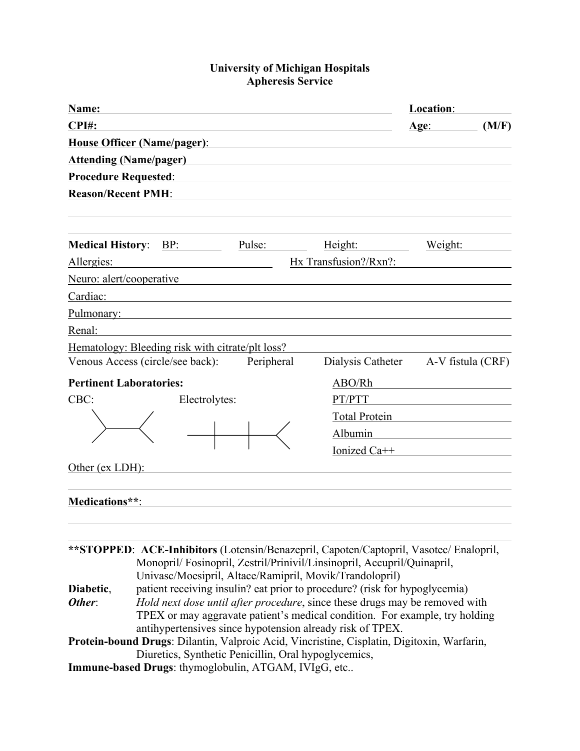**University of Michigan Hospitals**
**Apheresis Service**

**Name:** ______________________________ **Location**: __________

**CPI#:** ______________________________ **Age**: ________ **(M/F)**

**House Officer (Name/pager)**: ______________________________

**Attending (Name/pager)** ______________________________

**Procedure Requested**: ______________________________

**Reason/Recent PMH**: ______________________________

______________________________

______________________________

**Medical History**: BP: ________ Pulse: ________ Height: ________ Weight: ________

Allergies: ______________________ Hx Transfusion?/Rxn?: ______________________

Neuro: alert/cooperative ______________________________

Cardiac: ______________________________

Pulmonary: ______________________________

Renal: ______________________________

Hematology: Bleeding risk with citrate/plt loss? ______________________________

Venous Access (circle/see back): Peripheral Dialysis Catheter A-V fistula (CRF)

**Pertinent Laboratories:**

CBC: Electrolytes:

ABO/Rh ______________

PT/PTT ______________

Total Protein ______________

Albumin ______________

Ionized Ca++ ______________

Other (ex LDH): ______________________________

______________________________

**Medications****: ______________________________

______________________________

______________________________

****STOPPED**: **ACE-Inhibitors** (Lotensin/Benazepril, Capoten/Captopril, Vasotec/ Enalopril, Monopril/ Fosinopril, Zestril/Prinivil/Linsinopril, Accupril/Quinapril, Univasc/Moesipril, Altace/Ramipril, Movik/Trandolopril)

**Diabetic**, patient receiving insulin? eat prior to procedure? (risk for hypoglycemia)

***Other***: *Hold next dose until after procedure*, since these drugs may be removed with TPEX or may aggravate patient's medical condition. For example, try holding antihypertensives since hypotension already risk of TPEX.

**Protein-bound Drugs**: Dilantin, Valproic Acid, Vincristine, Cisplatin, Digitoxin, Warfarin, Diuretics, Synthetic Penicillin, Oral hypoglycemics,

**Immune-based Drugs**: thymoglobulin, ATGAM, IVIgG, etc..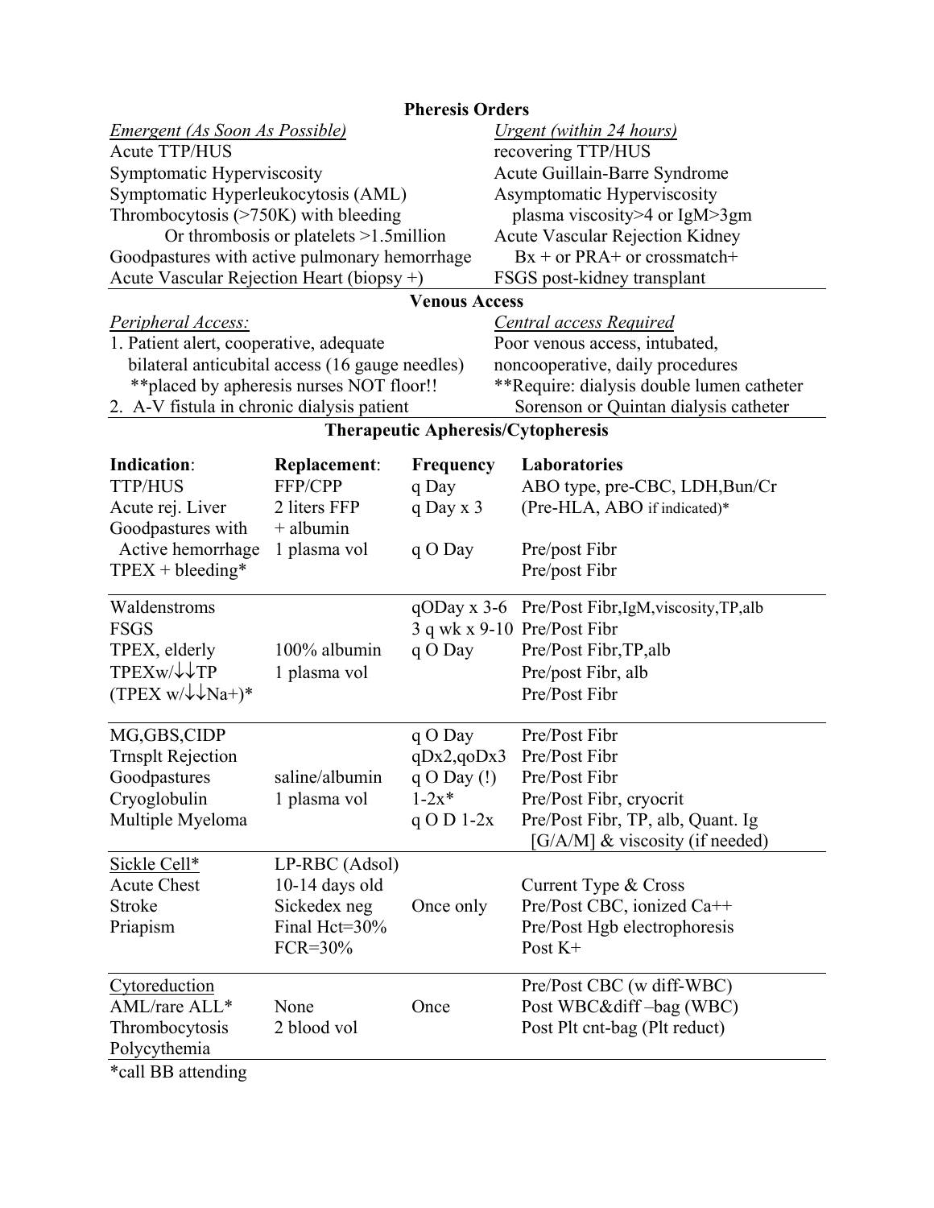## Pheresis Orders

| *Emergent (As Soon As Possible)* | *Urgent (within 24 hours)* |
|---|---|
| Acute TTP/HUS | recovering TTP/HUS |
| Symptomatic Hyperviscosity | Acute Guillain-Barre Syndrome |
| Symptomatic Hyperleukocytosis (AML) | Asymptomatic Hyperviscosity |
| Thrombocytosis (>750K) with bleeding | plasma viscosity>4 or IgM>3gm |
| Or thrombosis or platelets >1.5million | Acute Vascular Rejection Kidney |
| Goodpastures with active pulmonary hemorrhage | Bx + or PRA+ or crossmatch+ |
| Acute Vascular Rejection Heart (biopsy +) | FSGS post-kidney transplant |

## Venous Access

| *Peripheral Access:* | *Central access Required* |
|---|---|
| 1. Patient alert, cooperative, adequate bilateral anticubital access (16 gauge needles) **placed by apheresis nurses NOT floor!! | Poor venous access, intubated, noncooperative, daily procedures **Require: dialysis double lumen catheter Sorenson or Quintan dialysis catheter |
| 2. A-V fistula in chronic dialysis patient | |

## Therapeutic Apheresis/Cytopheresis

| **Indication**: | **Replacement**: | **Frequency** | **Laboratories** |
|---|---|---|---|
| TTP/HUS | FFP/CPP | q Day | ABO type, pre-CBC, LDH,Bun/Cr |
| Acute rej. Liver | 2 liters FFP | q Day x 3 | (Pre-HLA, ABO if indicated)* |
| Goodpastures with Active hemorrhage | + albumin 1 plasma vol | q O Day | Pre/post Fibr |
| TPEX + bleeding* | | | Pre/post Fibr |
| Waldenstroms | | qODay x 3-6 | Pre/Post Fibr,IgM,viscosity,TP,alb |
| FSGS | | 3 q wk x 9-10 | Pre/Post Fibr |
| TPEX, elderly | 100% albumin | q O Day | Pre/Post Fibr,TP,alb |
| TPEXw/↓↓TP | 1 plasma vol | | Pre/post Fibr, alb |
| (TPEX w/↓↓Na+)* | | | Pre/Post Fibr |
| MG,GBS,CIDP | | q O Day | Pre/Post Fibr |
| Trnsplt Rejection | | qDx2,qoDx3 | Pre/Post Fibr |
| Goodpastures | saline/albumin | q O Day (!) | Pre/Post Fibr |
| Cryoglobulin | 1 plasma vol | 1-2x* | Pre/Post Fibr, cryocrit |
| Multiple Myeloma | | q O D 1-2x | Pre/Post Fibr, TP, alb, Quant. Ig [G/A/M] & viscosity (if needed) |
| Sickle Cell* | LP-RBC (Adsol) | | |
| Acute Chest | 10-14 days old | | Current Type & Cross |
| Stroke | Sickedex neg | Once only | Pre/Post CBC, ionized Ca++ |
| Priapism | Final Hct=30% | | Pre/Post Hgb electrophoresis |
| | FCR=30% | | Post K+ |
| Cytoreduction | | | Pre/Post CBC (w diff-WBC) |
| AML/rare ALL* | None | Once | Post WBC&diff –bag (WBC) |
| Thrombocytosis | 2 blood vol | | Post Plt cnt-bag (Plt reduct) |
| Polycythemia | | | |

*call BB attending